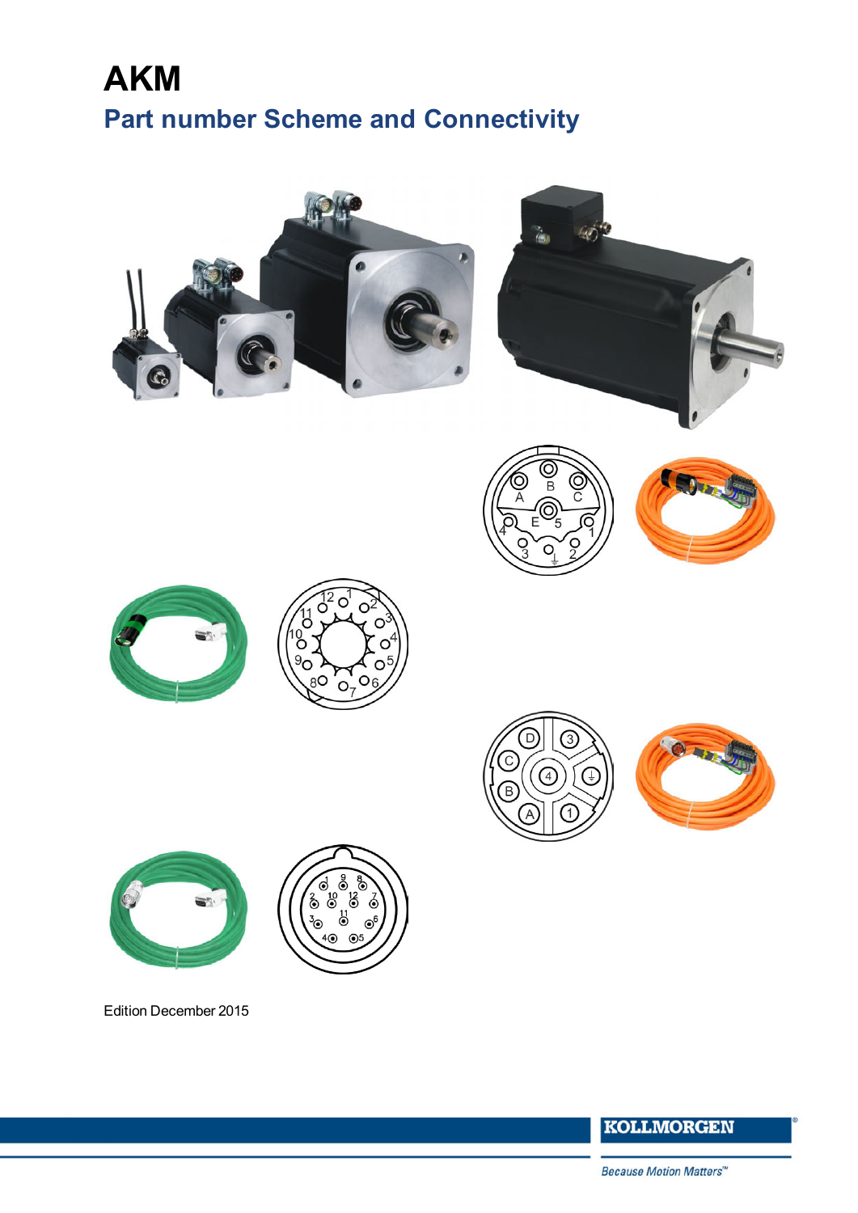# AKM

## Part number Scheme and Connectivity

Edition December 2015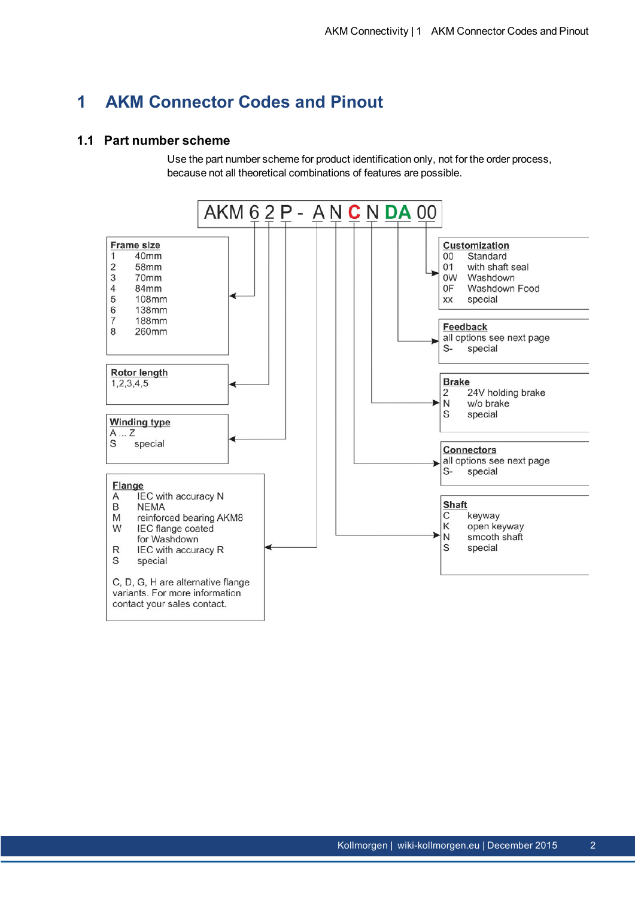# 1 AKM Connector Codes and Pinout

## 1.1 Part number scheme

Use the part number scheme for product identification only, not for the order process, because not all theoretical combinations of features are possible.

AKM 6 2 P - A N C N DA 00

**Frame size**

| | |
|---|---|
| 1 | 40mm |
| 2 | 58mm |
| 3 | 70mm |
| 4 | 84mm |
| 5 | 108mm |
| 6 | 138mm |
| 7 | 188mm |
| 8 | 260mm |

**Rotor length**

1,2,3,4,5

**Winding type**

| | |
|---|---|
| A ... Z | |
| S | special |

**Flange**

| | |
|---|---|
| A | IEC with accuracy N |
| B | NEMA |
| M | reinforced bearing AKM8 |
| W | IEC flange coated for Washdown |
| R | IEC with accuracy R |
| S | special |

C, D, G, H are alternative flange variants. For more information contact your sales contact.

**Customization**

| | |
|---|---|
| 00 | Standard |
| 01 | with shaft seal |
| 0W | Washdown |
| 0F | Washdown Food |
| xx | special |

**Feedback**

all options see next page

S- special

**Brake**

| | |
|---|---|
| 2 | 24V holding brake |
| N | w/o brake |
| S | special |

**Connectors**

all options see next page

S- special

**Shaft**

| | |
|---|---|
| C | keyway |
| K | open keyway |
| N | smooth shaft |
| S | special |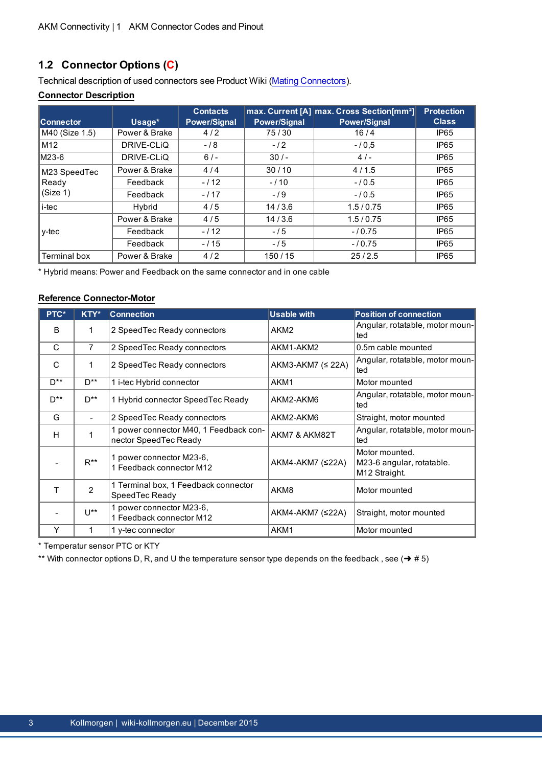## 1.2 Connector Options (C)

Technical description of used connectors see Product Wiki (Mating Connectors).

**Connector Description**

| Connector | Usage* | Contacts Power/Signal | max. Current [A] Power/Signal | max. Cross Section[mm²] Power/Signal | Protection Class |
|---|---|---|---|---|---|
| M40 (Size 1.5) | Power & Brake | 4 / 2 | 75 / 30 | 16 / 4 | IP65 |
| M12 | DRIVE-CLiQ | - / 8 | - / 2 | - / 0,5 | IP65 |
| M23-6 | DRIVE-CLiQ | 6 / - | 30 / - | 4 / - | IP65 |
| M23 SpeedTec Ready (Size 1) | Power & Brake | 4 / 4 | 30 / 10 | 4 / 1.5 | IP65 |
| | Feedback | - / 12 | - / 10 | - / 0.5 | IP65 |
| | Feedback | - / 17 | - / 9 | - / 0.5 | IP65 |
| i-tec | Hybrid | 4 / 5 | 14 / 3.6 | 1.5 / 0.75 | IP65 |
| y-tec | Power & Brake | 4 / 5 | 14 / 3.6 | 1.5 / 0.75 | IP65 |
| | Feedback | - / 12 | - / 5 | - / 0.75 | IP65 |
| | Feedback | - / 15 | - / 5 | - / 0.75 | IP65 |
| Terminal box | Power & Brake | 4 / 2 | 150 / 15 | 25 / 2.5 | IP65 |

* Hybrid means: Power and Feedback on the same connector and in one cable

**Reference Connector-Motor**

| PTC* | KTY* | Connection | Usable with | Position of connection |
|---|---|---|---|---|
| B | 1 | 2 SpeedTec Ready connectors | AKM2 | Angular, rotatable, motor mounted |
| C | 7 | 2 SpeedTec Ready connectors | AKM1-AKM2 | 0.5m cable mounted |
| C | 1 | 2 SpeedTec Ready connectors | AKM3-AKM7 (≤ 22A) | Angular, rotatable, motor mounted |
| D** | D** | 1 i-tec Hybrid connector | AKM1 | Motor mounted |
| D** | D** | 1 Hybrid connector SpeedTec Ready | AKM2-AKM6 | Angular, rotatable, motor mounted |
| G | - | 2 SpeedTec Ready connectors | AKM2-AKM6 | Straight, motor mounted |
| H | 1 | 1 power connector M40, 1 Feedback connector SpeedTec Ready | AKM7 & AKM82T | Angular, rotatable, motor mounted |
| - | R** | 1 power connector M23-6, 1 Feedback connector M12 | AKM4-AKM7 (≤22A) | Motor mounted. M23-6 angular, rotatable. M12 Straight. |
| T | 2 | 1 Terminal box, 1 Feedback connector SpeedTec Ready | AKM8 | Motor mounted |
| - | U** | 1 power connector M23-6, 1 Feedback connector M12 | AKM4-AKM7 (≤22A) | Straight, motor mounted |
| Y | 1 | 1 y-tec connector | AKM1 | Motor mounted |

* Temperatur sensor PTC or KTY

** With connector options D, R, and U the temperature sensor type depends on the feedback , see (➜ # 5)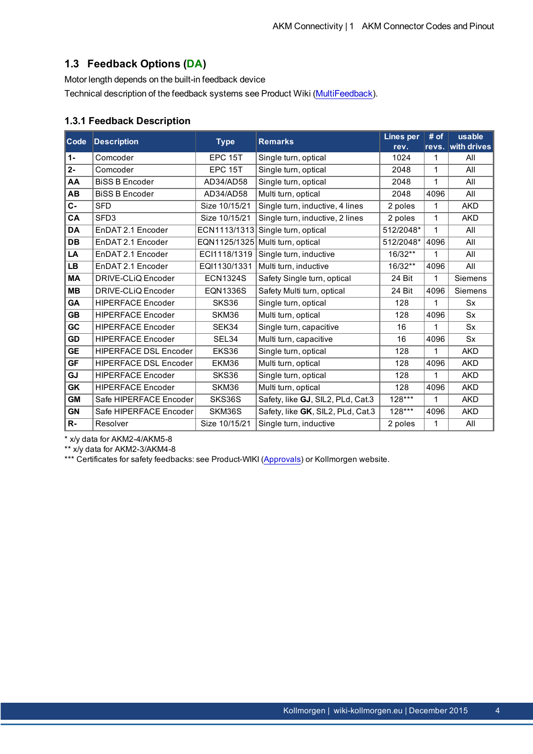## 1.3 Feedback Options (DA)

Motor length depends on the built-in feedback device

Technical description of the feedback systems see Product Wiki (MultiFeedback).

### 1.3.1 Feedback Description

| Code | Description | Type | Remarks | Lines per rev. | # of revs. | usable with drives |
|---|---|---|---|---|---|---|
| **1-** | Comcoder | EPC 15T | Single turn, optical | 1024 | 1 | All |
| **2-** | Comcoder | EPC 15T | Single turn, optical | 2048 | 1 | All |
| **AA** | BiSS B Encoder | AD34/AD58 | Single turn, optical | 2048 | 1 | All |
| **AB** | BiSS B Encoder | AD34/AD58 | Multi turn, optical | 2048 | 4096 | All |
| **C-** | SFD | Size 10/15/21 | Single turn, inductive, 4 lines | 2 poles | 1 | AKD |
| **CA** | SFD3 | Size 10/15/21 | Single turn, inductive, 2 lines | 2 poles | 1 | AKD |
| **DA** | EnDAT 2.1 Encoder | ECN1113/1313 | Single turn, optical | 512/2048* | 1 | All |
| **DB** | EnDAT 2.1 Encoder | EQN1125/1325 | Multi turn, optical | 512/2048* | 4096 | All |
| **LA** | EnDAT 2.1 Encoder | ECI1118/1319 | Single turn, inductive | 16/32** | 1 | All |
| **LB** | EnDAT 2.1 Encoder | EQI1130/1331 | Multi turn, inductive | 16/32** | 4096 | All |
| **MA** | DRIVE-CLiQ Encoder | ECN1324S | Safety Single turn, optical | 24 Bit | 1 | Siemens |
| **MB** | DRIVE-CLiQ Encoder | EQN1336S | Safety Multi turn, optical | 24 Bit | 4096 | Siemens |
| **GA** | HIPERFACE Encoder | SKS36 | Single turn, optical | 128 | 1 | Sx |
| **GB** | HIPERFACE Encoder | SKM36 | Multi turn, optical | 128 | 4096 | Sx |
| **GC** | HIPERFACE Encoder | SEK34 | Single turn, capacitive | 16 | 1 | Sx |
| **GD** | HIPERFACE Encoder | SEL34 | Multi turn, capacitive | 16 | 4096 | Sx |
| **GE** | HIPERFACE DSL Encoder | EKS36 | Single turn, optical | 128 | 1 | AKD |
| **GF** | HIPERFACE DSL Encoder | EKM36 | Multi turn, optical | 128 | 4096 | AKD |
| **GJ** | HIPERFACE Encoder | SKS36 | Single turn, optical | 128 | 1 | AKD |
| **GK** | HIPERFACE Encoder | SKM36 | Multi turn, optical | 128 | 4096 | AKD |
| **GM** | Safe HIPERFACE Encoder | SKS36S | Safety, like **GJ**, SIL2, PLd, Cat.3 | 128*** | 1 | AKD |
| **GN** | Safe HIPERFACE Encoder | SKM36S | Safety, like **GK**, SIL2, PLd, Cat.3 | 128*** | 4096 | AKD |
| **R-** | Resolver | Size 10/15/21 | Single turn, inductive | 2 poles | 1 | All |

* x/y data for AKM2-4/AKM5-8

** x/y data for AKM2-3/AKM4-8

*** Certificates for safety feedbacks: see Product-WIKI (Approvals) or Kollmorgen website.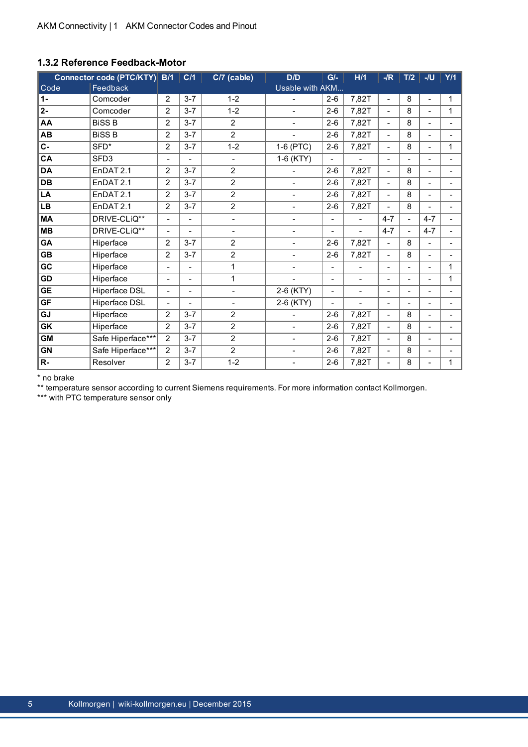### 1.3.2 Reference Feedback-Motor

| Connector code (PTC/KTY) | | B/1 | C/1 | C/7 (cable) | D/D | G/- | H/1 | -/R | T/2 | -/U | Y/1 |
|---|---|---|---|---|---|---|---|---|---|---|---|
| Code | Feedback | Usable with AKM... | | | | | | | | | |
| **1-** | Comcoder | 2 | 3-7 | 1-2 | - | 2-6 | 7,82T | - | 8 | - | 1 |
| **2-** | Comcoder | 2 | 3-7 | 1-2 | - | 2-6 | 7,82T | - | 8 | - | 1 |
| **AA** | BiSS B | 2 | 3-7 | 2 | - | 2-6 | 7,82T | - | 8 | - | - |
| **AB** | BiSS B | 2 | 3-7 | 2 | - | 2-6 | 7,82T | - | 8 | - | - |
| **C-** | SFD* | 2 | 3-7 | 1-2 | 1-6 (PTC) | 2-6 | 7,82T | - | 8 | - | 1 |
| **CA** | SFD3 | - | - | - | 1-6 (KTY) | - | - | - | - | - | - |
| **DA** | EnDAT 2.1 | 2 | 3-7 | 2 | - | 2-6 | 7,82T | - | 8 | - | - |
| **DB** | EnDAT 2.1 | 2 | 3-7 | 2 | - | 2-6 | 7,82T | - | 8 | - | - |
| **LA** | EnDAT 2.1 | 2 | 3-7 | 2 | - | 2-6 | 7,82T | - | 8 | - | - |
| **LB** | EnDAT 2.1 | 2 | 3-7 | 2 | - | 2-6 | 7,82T | - | 8 | - | - |
| **MA** | DRIVE-CLiQ** | - | - | - | - | - | - | 4-7 | - | 4-7 | - |
| **MB** | DRIVE-CLiQ** | - | - | - | - | - | - | 4-7 | - | 4-7 | - |
| **GA** | Hiperface | 2 | 3-7 | 2 | - | 2-6 | 7,82T | - | 8 | - | - |
| **GB** | Hiperface | 2 | 3-7 | 2 | - | 2-6 | 7,82T | - | 8 | - | - |
| **GC** | Hiperface | - | - | 1 | - | - | - | - | - | - | 1 |
| **GD** | Hiperface | - | - | 1 | - | - | - | - | - | - | 1 |
| **GE** | Hiperface DSL | - | - | - | 2-6 (KTY) | - | - | - | - | - | - |
| **GF** | Hiperface DSL | - | - | - | 2-6 (KTY) | - | - | - | - | - | - |
| **GJ** | Hiperface | 2 | 3-7 | 2 | - | 2-6 | 7,82T | - | 8 | - | - |
| **GK** | Hiperface | 2 | 3-7 | 2 | - | 2-6 | 7,82T | - | 8 | - | - |
| **GM** | Safe Hiperface*** | 2 | 3-7 | 2 | - | 2-6 | 7,82T | - | 8 | - | - |
| **GN** | Safe Hiperface*** | 2 | 3-7 | 2 | - | 2-6 | 7,82T | - | 8 | - | - |
| **R-** | Resolver | 2 | 3-7 | 1-2 | - | 2-6 | 7,82T | - | 8 | - | 1 |

\* no brake
\** temperature sensor according to current Siemens requirements. For more information contact Kollmorgen.
\*** with PTC temperature sensor only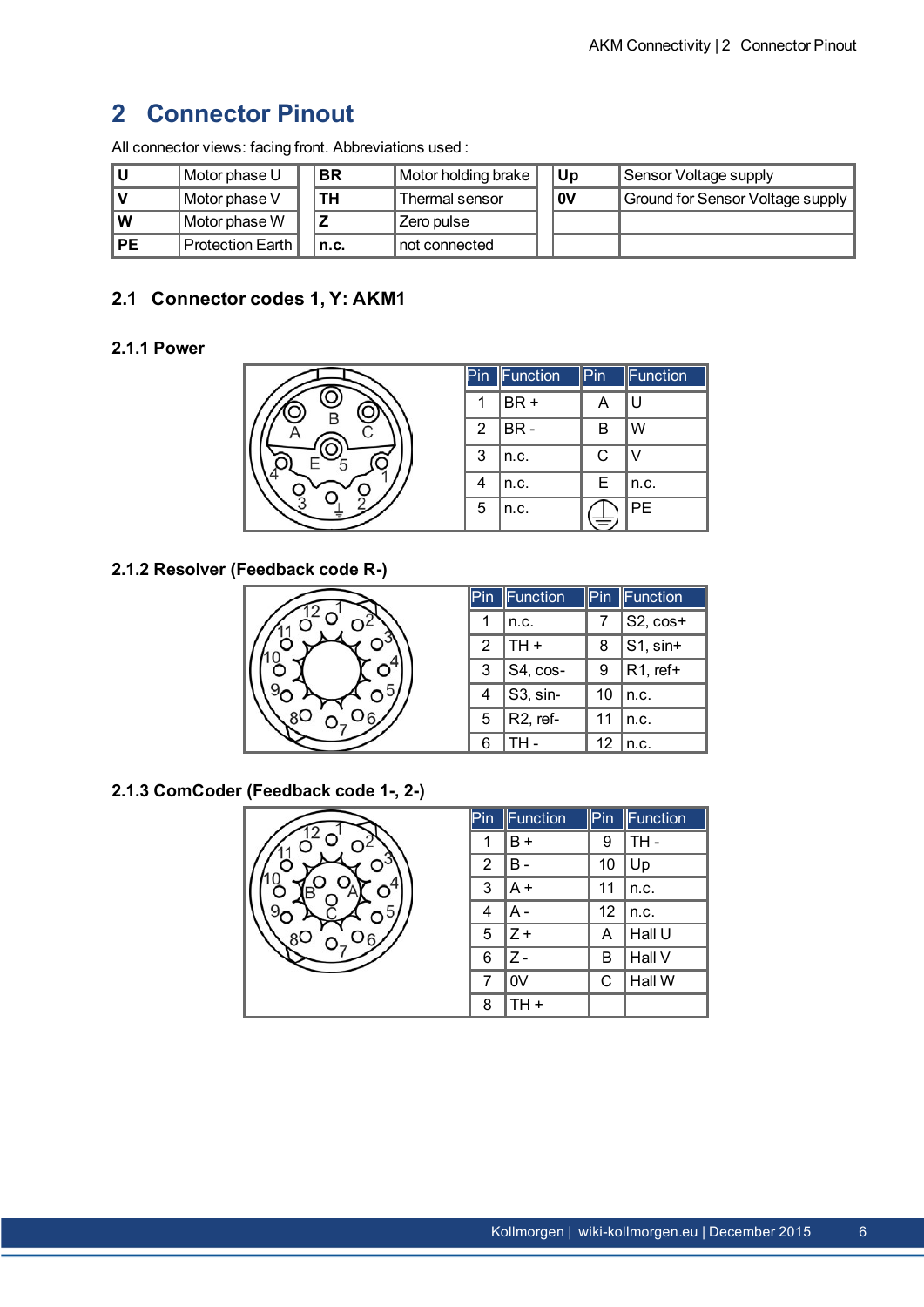# 2 Connector Pinout

All connector views: facing front. Abbreviations used :

| | | | | | |
|---|---|---|---|---|---|
| **U** | Motor phase U | **BR** | Motor holding brake | **Up** | Sensor Voltage supply |
| **V** | Motor phase V | **TH** | Thermal sensor | **0V** | Ground for Sensor Voltage supply |
| **W** | Motor phase W | **Z** | Zero pulse | | |
| **PE** | Protection Earth | **n.c.** | not connected | | |

## 2.1 Connector codes 1, Y: AKM1

### 2.1.1 Power

| Pin | Function | Pin | Function |
|---|---|---|---|
| 1 | BR + | A | U |
| 2 | BR - | B | W |
| 3 | n.c. | C | V |
| 4 | n.c. | E | n.c. |
| 5 | n.c. | ⏚ | PE |

### 2.1.2 Resolver (Feedback code R-)

| Pin | Function | Pin | Function |
|---|---|---|---|
| 1 | n.c. | 7 | S2, cos+ |
| 2 | TH + | 8 | S1, sin+ |
| 3 | S4, cos- | 9 | R1, ref+ |
| 4 | S3, sin- | 10 | n.c. |
| 5 | R2, ref- | 11 | n.c. |
| 6 | TH - | 12 | n.c. |

### 2.1.3 ComCoder (Feedback code 1-, 2-)

| Pin | Function | Pin | Function |
|---|---|---|---|
| 1 | B + | 9 | TH - |
| 2 | B - | 10 | Up |
| 3 | A + | 11 | n.c. |
| 4 | A - | 12 | n.c. |
| 5 | Z + | A | Hall U |
| 6 | Z - | B | Hall V |
| 7 | 0V | C | Hall W |
| 8 | TH + | | |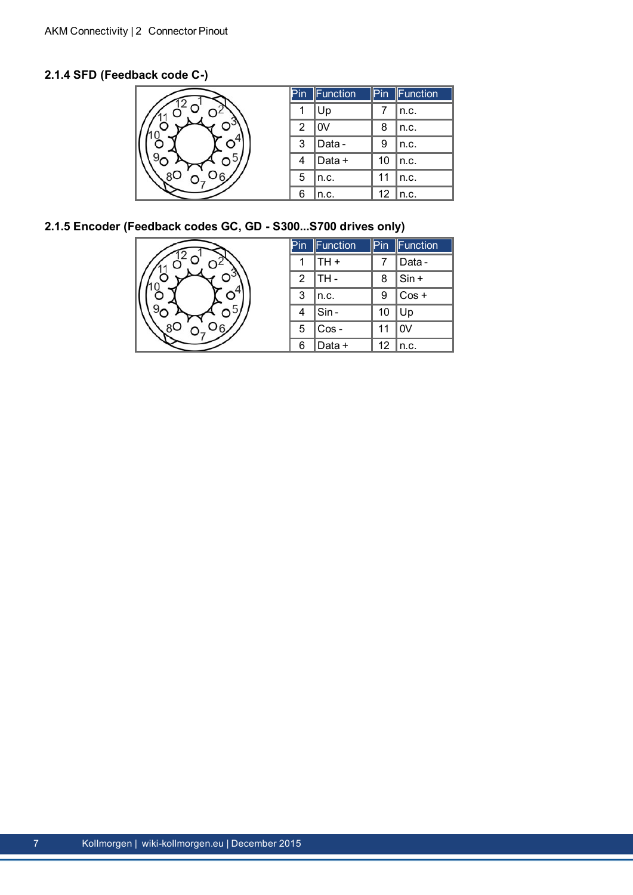### 2.1.4 SFD (Feedback code C-)

| Pin | Function | Pin | Function |
|---|---|---|---|
| 1 | Up | 7 | n.c. |
| 2 | 0V | 8 | n.c. |
| 3 | Data - | 9 | n.c. |
| 4 | Data + | 10 | n.c. |
| 5 | n.c. | 11 | n.c. |
| 6 | n.c. | 12 | n.c. |

### 2.1.5 Encoder (Feedback codes GC, GD - S300...S700 drives only)

| Pin | Function | Pin | Function |
|---|---|---|---|
| 1 | TH + | 7 | Data - |
| 2 | TH - | 8 | Sin + |
| 3 | n.c. | 9 | Cos + |
| 4 | Sin - | 10 | Up |
| 5 | Cos - | 11 | 0V |
| 6 | Data + | 12 | n.c. |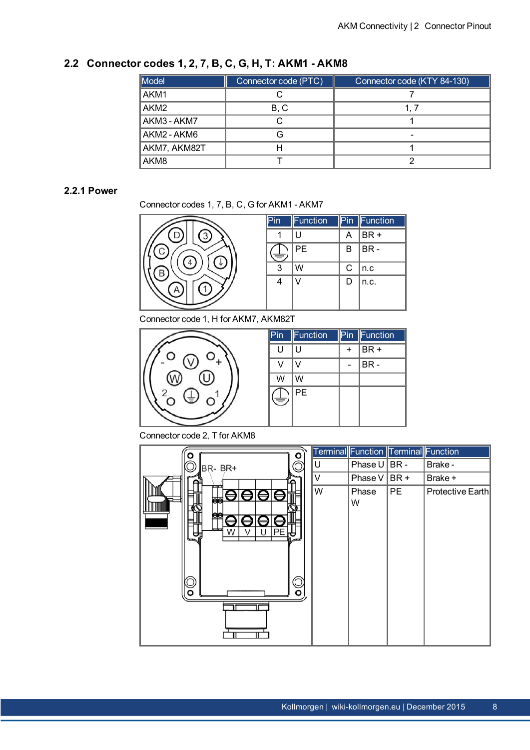## 2.2 Connector codes 1, 2, 7, B, C, G, H, T: AKM1 - AKM8

| Model | Connector code (PTC) | Connector code (KTY 84-130) |
|---|---|---|
| AKM1 | C | 7 |
| AKM2 | B, C | 1, 7 |
| AKM3 - AKM7 | C | 1 |
| AKM2 - AKM6 | G | - |
| AKM7, AKM82T | H | 1 |
| AKM8 | T | 2 |

### 2.2.1 Power

Connector codes 1, 7, B, C, G for AKM1 - AKM7

| Pin | Function | Pin | Function |
|---|---|---|---|
| 1 | U | A | BR + |
| ⏚ | PE | B | BR - |
| 3 | W | C | n.c |
| 4 | V | D | n.c. |

Connector code 1, H for AKM7, AKM82T

| Pin | Function | Pin | Function |
|---|---|---|---|
| U | U | + | BR + |
| V | V | - | BR - |
| W | W | | |
| ⏚ | PE | | |

Connector code 2, T for AKM8

| Terminal | Function | Terminal | Function |
|---|---|---|---|
| U | Phase U | BR - | Brake - |
| V | Phase V | BR + | Brake + |
| W | Phase W | PE | Protective Earth |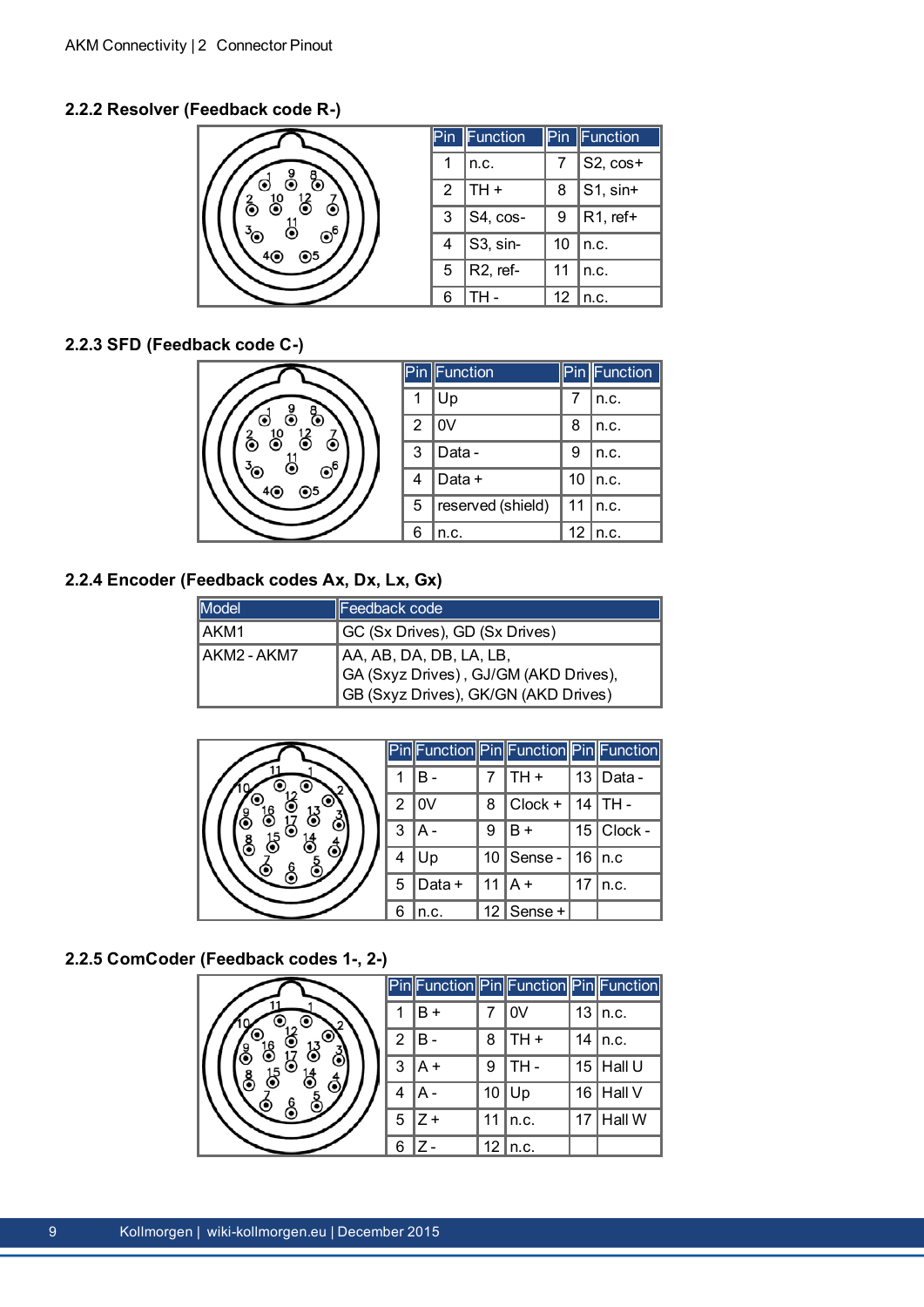### 2.2.2 Resolver (Feedback code R-)

| Pin | Function | Pin | Function |
| --- | --- | --- | --- |
| 1 | n.c. | 7 | S2, cos+ |
| 2 | TH + | 8 | S1, sin+ |
| 3 | S4, cos- | 9 | R1, ref+ |
| 4 | S3, sin- | 10 | n.c. |
| 5 | R2, ref- | 11 | n.c. |
| 6 | TH - | 12 | n.c. |

### 2.2.3 SFD (Feedback code C-)

| Pin | Function | Pin | Function |
| --- | --- | --- | --- |
| 1 | Up | 7 | n.c. |
| 2 | 0V | 8 | n.c. |
| 3 | Data - | 9 | n.c. |
| 4 | Data + | 10 | n.c. |
| 5 | reserved (shield) | 11 | n.c. |
| 6 | n.c. | 12 | n.c. |

### 2.2.4 Encoder (Feedback codes Ax, Dx, Lx, Gx)

| Model | Feedback code |
| --- | --- |
| AKM1 | GC (Sx Drives), GD (Sx Drives) |
| AKM2 - AKM7 | AA, AB, DA, DB, LA, LB, GA (Sxyz Drives) , GJ/GM (AKD Drives), GB (Sxyz Drives), GK/GN (AKD Drives) |

| Pin | Function | Pin | Function | Pin | Function |
| --- | --- | --- | --- | --- | --- |
| 1 | B - | 7 | TH + | 13 | Data - |
| 2 | 0V | 8 | Clock + | 14 | TH - |
| 3 | A - | 9 | B + | 15 | Clock - |
| 4 | Up | 10 | Sense - | 16 | n.c |
| 5 | Data + | 11 | A + | 17 | n.c. |
| 6 | n.c. | 12 | Sense + | | |

### 2.2.5 ComCoder (Feedback codes 1-, 2-)

| Pin | Function | Pin | Function | Pin | Function |
| --- | --- | --- | --- | --- | --- |
| 1 | B + | 7 | 0V | 13 | n.c. |
| 2 | B - | 8 | TH + | 14 | n.c. |
| 3 | A + | 9 | TH - | 15 | Hall U |
| 4 | A - | 10 | Up | 16 | Hall V |
| 5 | Z + | 11 | n.c. | 17 | Hall W |
| 6 | Z - | 12 | n.c. | | |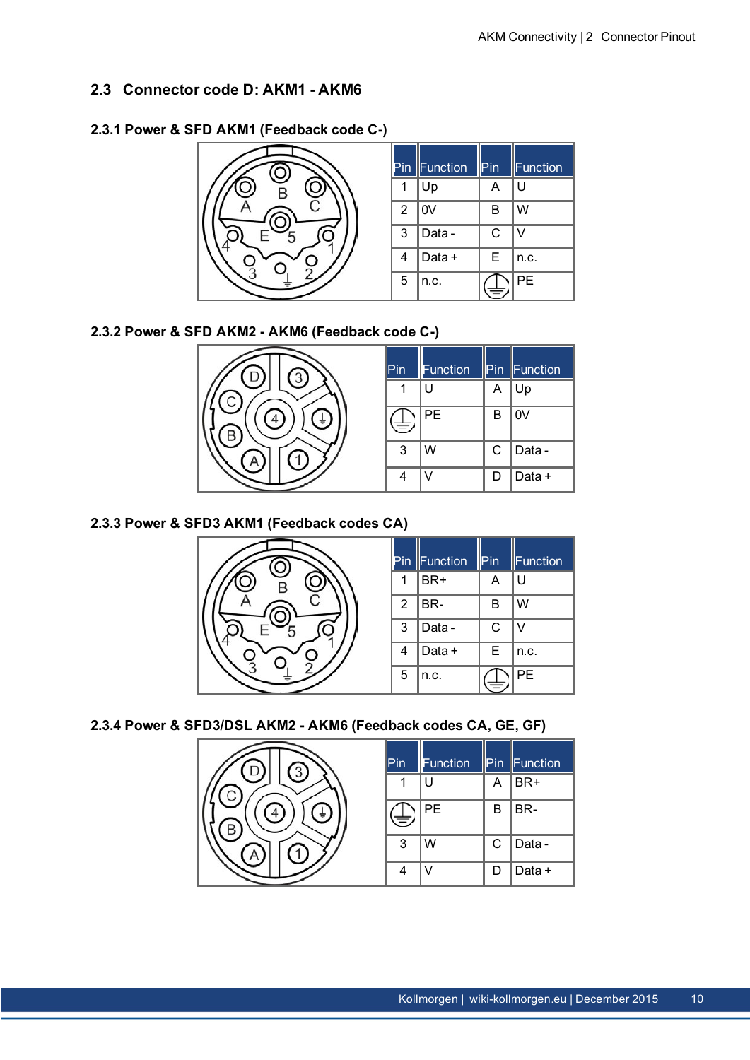## 2.3 Connector code D: AKM1 - AKM6

### 2.3.1 Power & SFD AKM1 (Feedback code C-)

| Pin | Function | Pin | Function |
|---|---|---|---|
| 1 | Up | A | U |
| 2 | 0V | B | W |
| 3 | Data - | C | V |
| 4 | Data + | E | n.c. |
| 5 | n.c. | ⏚ | PE |

### 2.3.2 Power & SFD AKM2 - AKM6 (Feedback code C-)

| Pin | Function | Pin | Function |
|---|---|---|---|
| 1 | U | A | Up |
| ⏚ | PE | B | 0V |
| 3 | W | C | Data - |
| 4 | V | D | Data + |

### 2.3.3 Power & SFD3 AKM1 (Feedback codes CA)

| Pin | Function | Pin | Function |
|---|---|---|---|
| 1 | BR+ | A | U |
| 2 | BR- | B | W |
| 3 | Data - | C | V |
| 4 | Data + | E | n.c. |
| 5 | n.c. | ⏚ | PE |

### 2.3.4 Power & SFD3/DSL AKM2 - AKM6 (Feedback codes CA, GE, GF)

| Pin | Function | Pin | Function |
|---|---|---|---|
| 1 | U | A | BR+ |
| ⏚ | PE | B | BR- |
| 3 | W | C | Data - |
| 4 | V | D | Data + |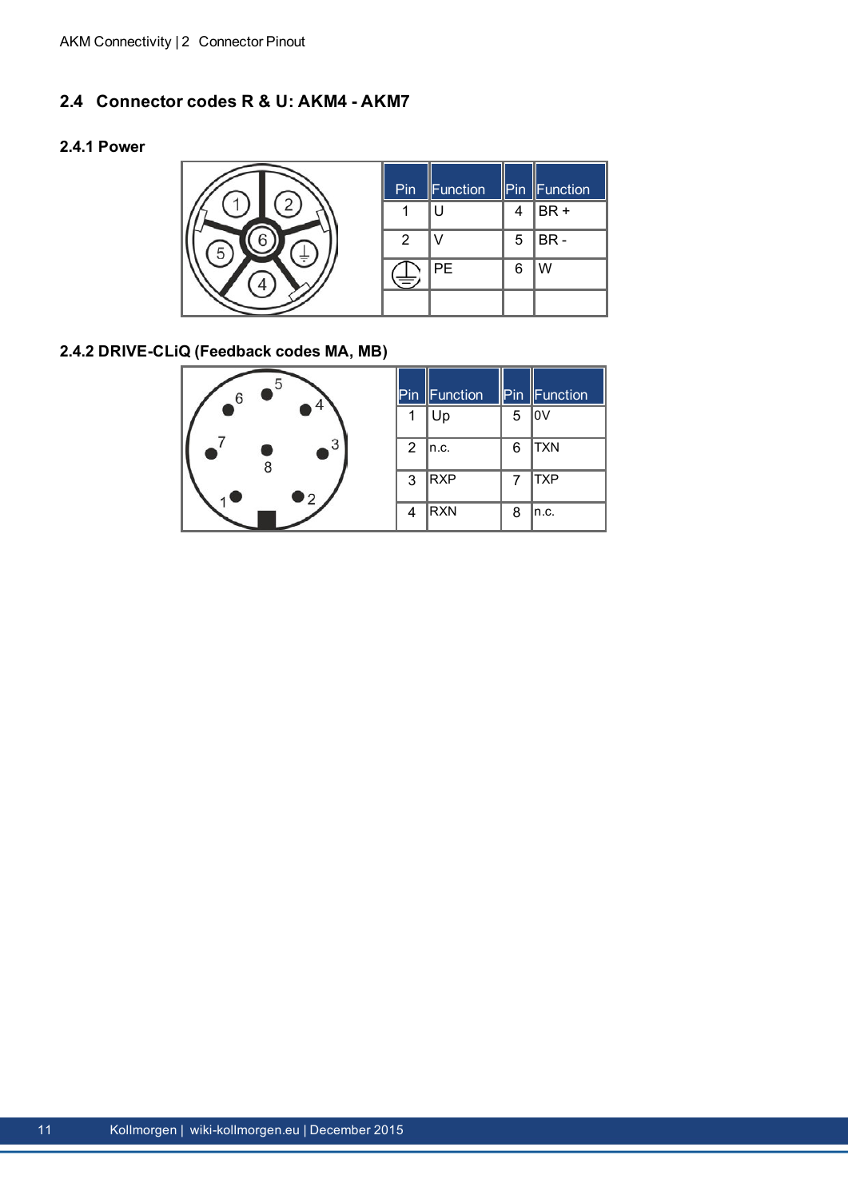## 2.4 Connector codes R & U: AKM4 - AKM7

### 2.4.1 Power

| Pin | Function | Pin | Function |
|---|---|---|---|
| 1 | U | 4 | BR + |
| 2 | V | 5 | BR - |
| ⏚ | PE | 6 | W |
| | | | |

### 2.4.2 DRIVE-CLiQ (Feedback codes MA, MB)

| Pin | Function | Pin | Function |
|---|---|---|---|
| 1 | Up | 5 | 0V |
| 2 | n.c. | 6 | TXN |
| 3 | RXP | 7 | TXP |
| 4 | RXN | 8 | n.c. |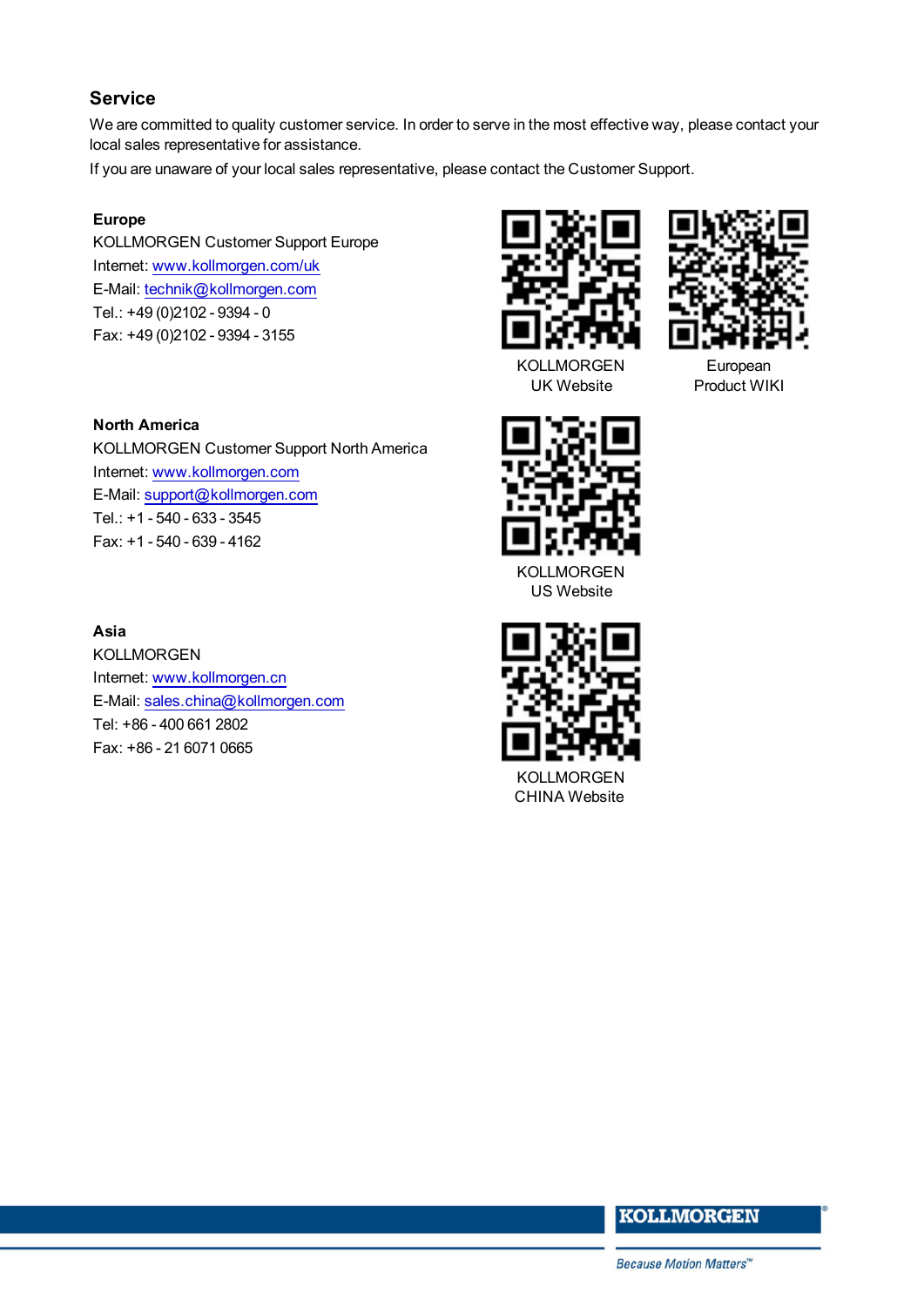## Service

We are committed to quality customer service. In order to serve in the most effective way, please contact your local sales representative for assistance.

If you are unaware of your local sales representative, please contact the Customer Support.

**Europe**

KOLLMORGEN Customer Support Europe
Internet: www.kollmorgen.com/uk
E-Mail: technik@kollmorgen.com
Tel.: +49 (0)2102 - 9394 - 0
Fax: +49 (0)2102 - 9394 - 3155

KOLLMORGEN UK Website

European Product WIKI

**North America**

KOLLMORGEN Customer Support North America
Internet: www.kollmorgen.com
E-Mail: support@kollmorgen.com
Tel.: +1 - 540 - 633 - 3545
Fax: +1 - 540 - 639 - 4162

KOLLMORGEN US Website

**Asia**

KOLLMORGEN
Internet: www.kollmorgen.cn
E-Mail: sales.china@kollmorgen.com
Tel: +86 - 400 661 2802
Fax: +86 - 21 6071 0665

KOLLMORGEN CHINA Website

KOLLMORGEN

Because Motion Matters™